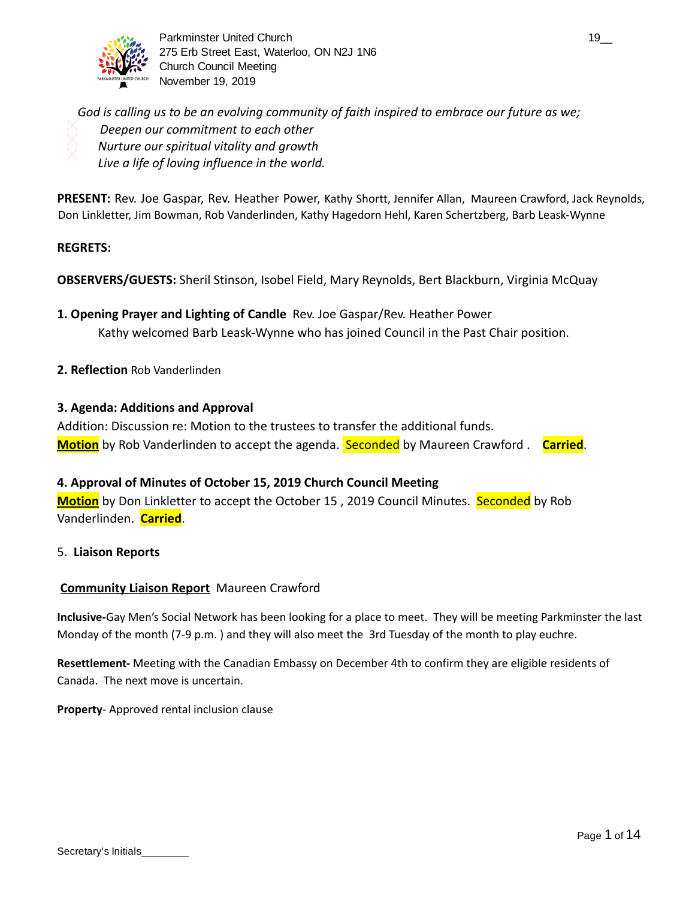Parkminster United Church
275 Erb Street East, Waterloo, ON N2J 1N6
Church Council Meeting
November 19, 2019

19__

*God is calling us to be an evolving community of faith inspired to embrace our future as we;*

- *Deepen our commitment to each other*
- *Nurture our spiritual vitality and growth*
- *Live a life of loving influence in the world.*

**PRESENT:** Rev. Joe Gaspar, Rev. Heather Power, Kathy Shortt, Jennifer Allan, Maureen Crawford, Jack Reynolds, Don Linkletter, Jim Bowman, Rob Vanderlinden, Kathy Hagedorn Hehl, Karen Schertzberg, Barb Leask-Wynne

**REGRETS:**

**OBSERVERS/GUESTS:** Sheril Stinson, Isobel Field, Mary Reynolds, Bert Blackburn, Virginia McQuay

**1. Opening Prayer and Lighting of Candle** Rev. Joe Gaspar/Rev. Heather Power

Kathy welcomed Barb Leask-Wynne who has joined Council in the Past Chair position.

**2. Reflection** Rob Vanderlinden

**3. Agenda: Additions and Approval**

Addition: Discussion re: Motion to the trustees to transfer the additional funds.

**Motion** by Rob Vanderlinden to accept the agenda. Seconded by Maureen Crawford . **Carried**.

**4. Approval of Minutes of October 15, 2019 Church Council Meeting**

**Motion** by Don Linkletter to accept the October 15 , 2019 Council Minutes. Seconded by Rob Vanderlinden. **Carried**.

5. **Liaison Reports**

**Community Liaison Report** Maureen Crawford

**Inclusive-**Gay Men's Social Network has been looking for a place to meet. They will be meeting Parkminster the last Monday of the month (7-9 p.m. ) and they will also meet the 3rd Tuesday of the month to play euchre.

**Resettlement-** Meeting with the Canadian Embassy on December 4th to confirm they are eligible residents of Canada. The next move is uncertain.

**Property**- Approved rental inclusion clause

Secretary's Initials________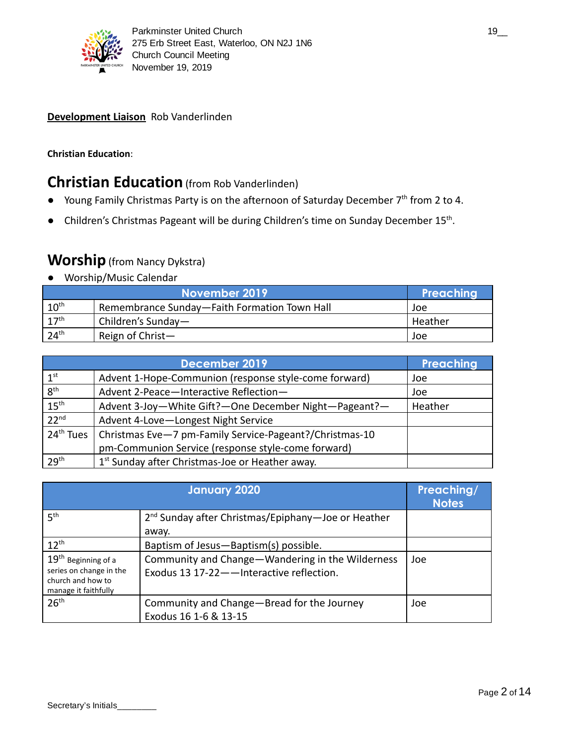**Development Liaison** Rob Vanderlinden

**Christian Education**:

## Christian Education (from Rob Vanderlinden)

- Young Family Christmas Party is on the afternoon of Saturday December 7th from 2 to 4.
- Children's Christmas Pageant will be during Children's time on Sunday December 15th.

## Worship (from Nancy Dykstra)

- Worship/Music Calendar

| | November 2019 | Preaching |
|---|---|---|
| 10th | Remembrance Sunday—Faith Formation Town Hall | Joe |
| 17th | Children's Sunday— | Heather |
| 24th | Reign of Christ— | Joe |

| | December 2019 | Preaching |
|---|---|---|
| 1st | Advent 1-Hope-Communion (response style-come forward) | Joe |
| 8th | Advent 2-Peace—Interactive Reflection— | Joe |
| 15th | Advent 3-Joy—White Gift?—One December Night—Pageant?— | Heather |
| 22nd | Advent 4-Love—Longest Night Service | |
| 24th Tues | Christmas Eve—7 pm-Family Service-Pageant?/Christmas-10 pm-Communion Service (response style-come forward) | |
| 29th | 1st Sunday after Christmas-Joe or Heather away. | |

| | January 2020 | Preaching/ Notes |
|---|---|---|
| 5th | 2nd Sunday after Christmas/Epiphany—Joe or Heather away. | |
| 12th | Baptism of Jesus—Baptism(s) possible. | |
| 19th Beginning of a series on change in the church and how to manage it faithfully | Community and Change—Wandering in the Wilderness Exodus 13 17-22——Interactive reflection. | Joe |
| 26th | Community and Change—Bread for the Journey Exodus 16 1-6 & 13-15 | Joe |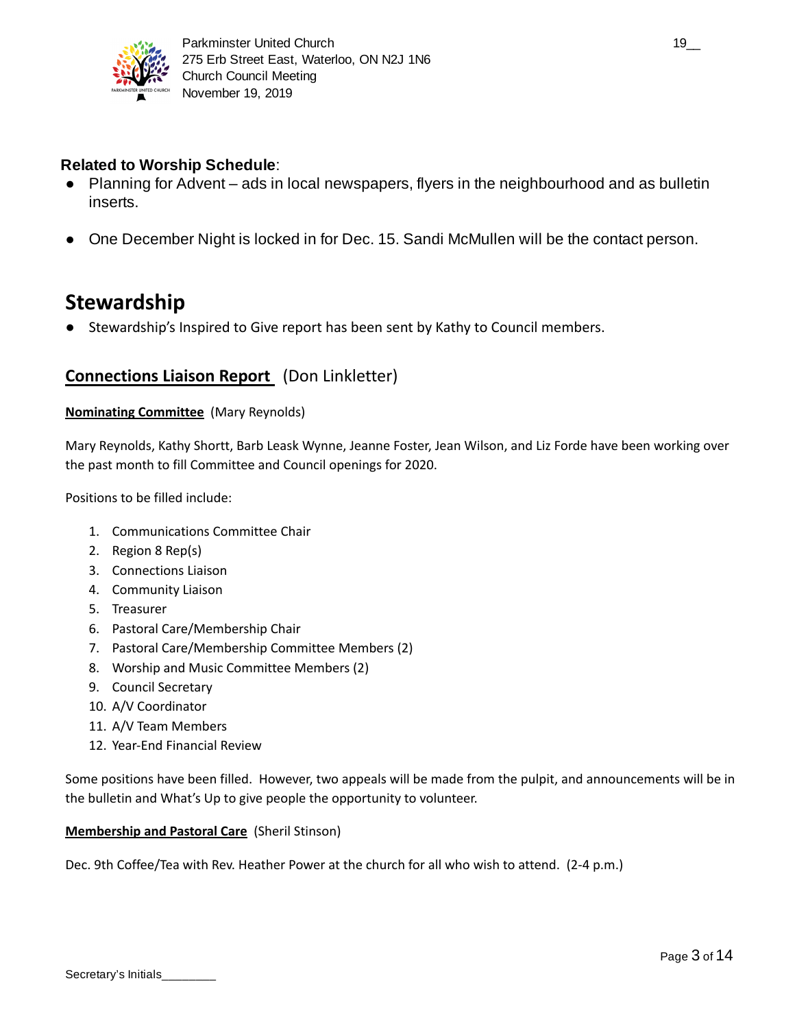**Related to Worship Schedule**:

- Planning for Advent – ads in local newspapers, flyers in the neighbourhood and as bulletin inserts.
- One December Night is locked in for Dec. 15. Sandi McMullen will be the contact person.

## Stewardship

- Stewardship's Inspired to Give report has been sent by Kathy to Council members.

### **Connections Liaison Report** (Don Linkletter)

**Nominating Committee** (Mary Reynolds)

Mary Reynolds, Kathy Shortt, Barb Leask Wynne, Jeanne Foster, Jean Wilson, and Liz Forde have been working over the past month to fill Committee and Council openings for 2020.

Positions to be filled include:

1. Communications Committee Chair
2. Region 8 Rep(s)
3. Connections Liaison
4. Community Liaison
5. Treasurer
6. Pastoral Care/Membership Chair
7. Pastoral Care/Membership Committee Members (2)
8. Worship and Music Committee Members (2)
9. Council Secretary
10. A/V Coordinator
11. A/V Team Members
12. Year-End Financial Review

Some positions have been filled. However, two appeals will be made from the pulpit, and announcements will be in the bulletin and What's Up to give people the opportunity to volunteer.

**Membership and Pastoral Care** (Sheril Stinson)

Dec. 9th Coffee/Tea with Rev. Heather Power at the church for all who wish to attend. (2-4 p.m.)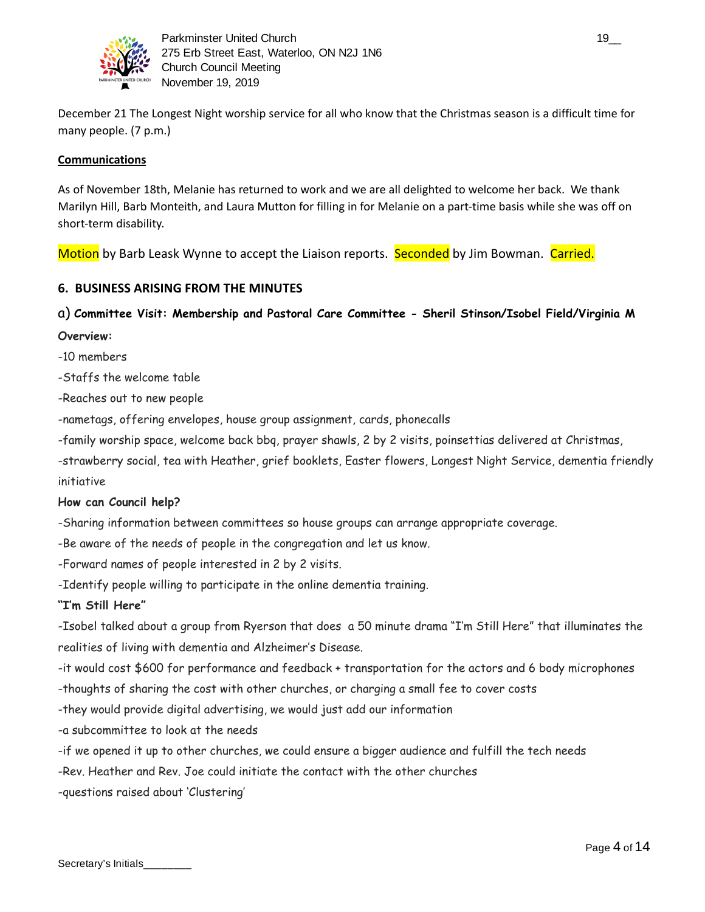December 21 The Longest Night worship service for all who know that the Christmas season is a difficult time for many people. (7 p.m.)

**Communications**

As of November 18th, Melanie has returned to work and we are all delighted to welcome her back. We thank Marilyn Hill, Barb Monteith, and Laura Mutton for filling in for Melanie on a part-time basis while she was off on short-term disability.

Motion by Barb Leask Wynne to accept the Liaison reports. Seconded by Jim Bowman. Carried.

## 6. BUSINESS ARISING FROM THE MINUTES

### a) Committee Visit: Membership and Pastoral Care Committee - Sheril Stinson/Isobel Field/Virginia M

**Overview:**

-10 members

-Staffs the welcome table

-Reaches out to new people

-nametags, offering envelopes, house group assignment, cards, phonecalls

-family worship space, welcome back bbq, prayer shawls, 2 by 2 visits, poinsettias delivered at Christmas,

-strawberry social, tea with Heather, grief booklets, Easter flowers, Longest Night Service, dementia friendly initiative

**How can Council help?**

-Sharing information between committees so house groups can arrange appropriate coverage.

-Be aware of the needs of people in the congregation and let us know.

-Forward names of people interested in 2 by 2 visits.

-Identify people willing to participate in the online dementia training.

**"I'm Still Here"**

-Isobel talked about a group from Ryerson that does a 50 minute drama "I'm Still Here" that illuminates the realities of living with dementia and Alzheimer's Disease.

-it would cost $600 for performance and feedback + transportation for the actors and 6 body microphones

-thoughts of sharing the cost with other churches, or charging a small fee to cover costs

-they would provide digital advertising, we would just add our information

-a subcommittee to look at the needs

-if we opened it up to other churches, we could ensure a bigger audience and fulfill the tech needs

-Rev. Heather and Rev. Joe could initiate the contact with the other churches

-questions raised about 'Clustering'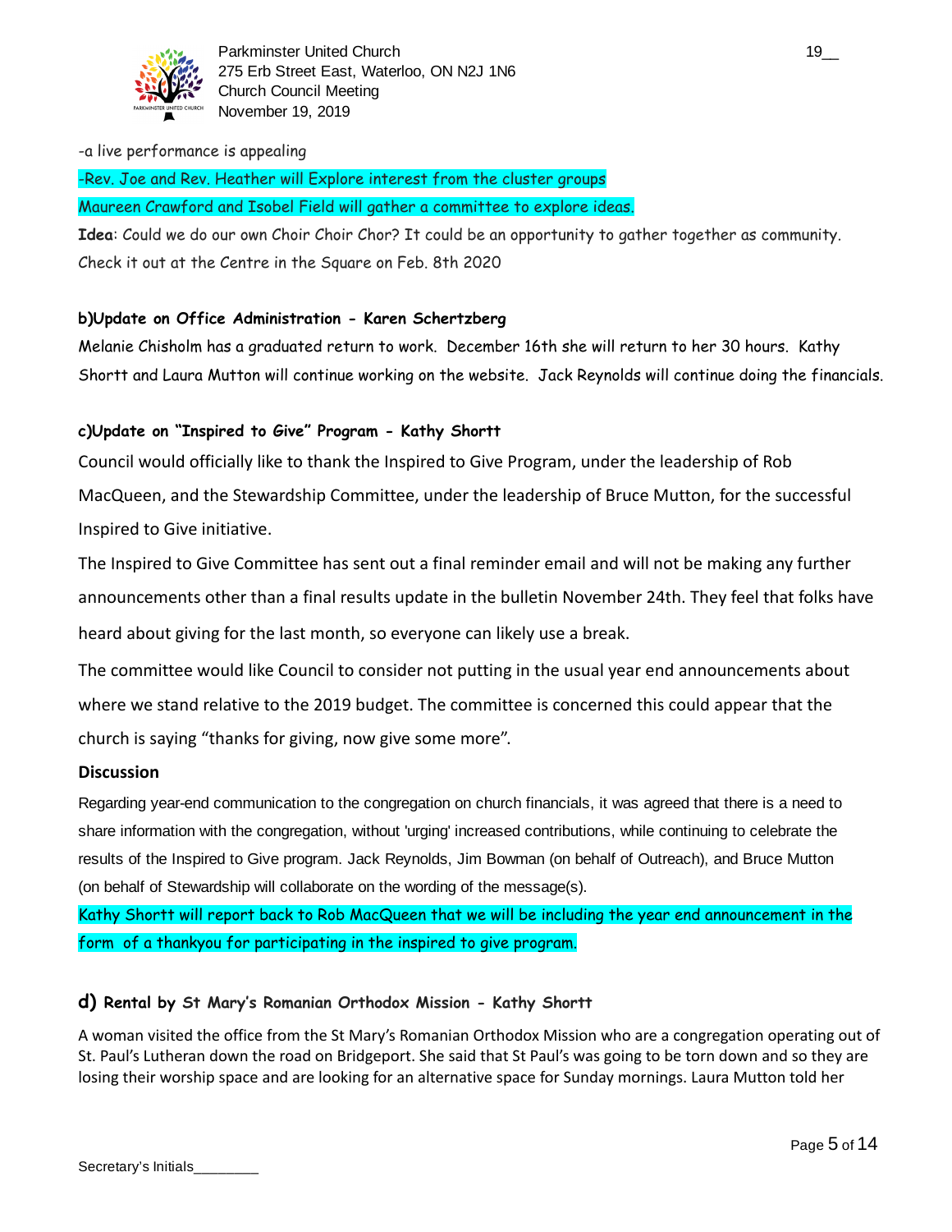-a live performance is appealing

-Rev. Joe and Rev. Heather will Explore interest from the cluster groups

Maureen Crawford and Isobel Field will gather a committee to explore ideas.

**Idea**: Could we do our own Choir Choir Chor? It could be an opportunity to gather together as community. Check it out at the Centre in the Square on Feb. 8th 2020

### b)Update on Office Administration - Karen Schertzberg

Melanie Chisholm has a graduated return to work. December 16th she will return to her 30 hours. Kathy Shortt and Laura Mutton will continue working on the website. Jack Reynolds will continue doing the financials.

### c)Update on "Inspired to Give" Program - Kathy Shortt

Council would officially like to thank the Inspired to Give Program, under the leadership of Rob MacQueen, and the Stewardship Committee, under the leadership of Bruce Mutton, for the successful Inspired to Give initiative.

The Inspired to Give Committee has sent out a final reminder email and will not be making any further announcements other than a final results update in the bulletin November 24th. They feel that folks have heard about giving for the last month, so everyone can likely use a break.

The committee would like Council to consider not putting in the usual year end announcements about where we stand relative to the 2019 budget. The committee is concerned this could appear that the church is saying "thanks for giving, now give some more".

**Discussion**

Regarding year-end communication to the congregation on church financials, it was agreed that there is a need to share information with the congregation, without 'urging' increased contributions, while continuing to celebrate the results of the Inspired to Give program. Jack Reynolds, Jim Bowman (on behalf of Outreach), and Bruce Mutton (on behalf of Stewardship will collaborate on the wording of the message(s).

Kathy Shortt will report back to Rob MacQueen that we will be including the year end announcement in the form of a thankyou for participating in the inspired to give program.

### d) Rental by St Mary's Romanian Orthodox Mission - Kathy Shortt

A woman visited the office from the St Mary's Romanian Orthodox Mission who are a congregation operating out of St. Paul's Lutheran down the road on Bridgeport. She said that St Paul's was going to be torn down and so they are losing their worship space and are looking for an alternative space for Sunday mornings. Laura Mutton told her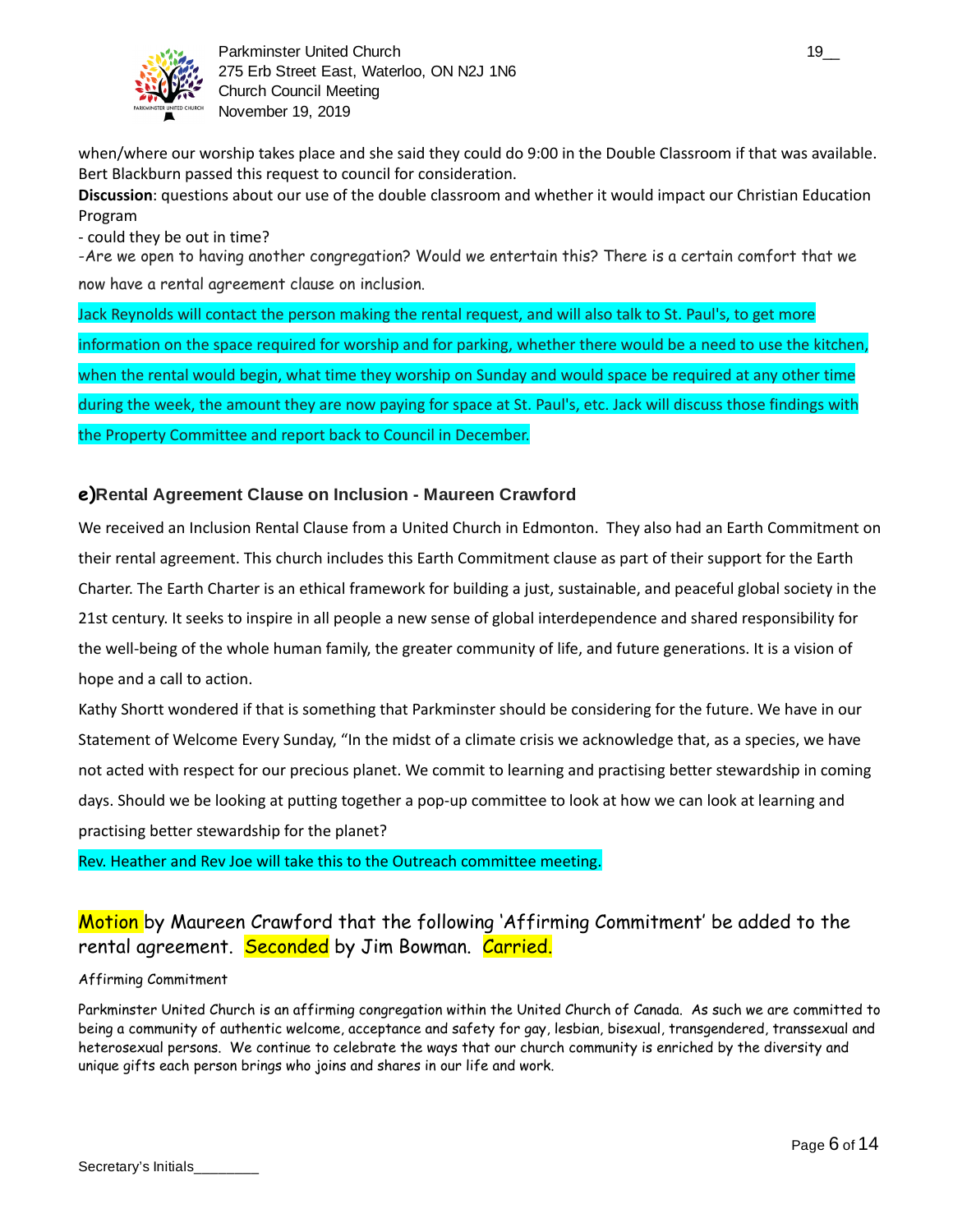when/where our worship takes place and she said they could do 9:00 in the Double Classroom if that was available. Bert Blackburn passed this request to council for consideration.

**Discussion**: questions about our use of the double classroom and whether it would impact our Christian Education Program

- could they be out in time?

-Are we open to having another congregation? Would we entertain this? There is a certain comfort that we now have a rental agreement clause on inclusion.

Jack Reynolds will contact the person making the rental request, and will also talk to St. Paul's, to get more information on the space required for worship and for parking, whether there would be a need to use the kitchen, when the rental would begin, what time they worship on Sunday and would space be required at any other time during the week, the amount they are now paying for space at St. Paul's, etc. Jack will discuss those findings with the Property Committee and report back to Council in December.

### e) Rental Agreement Clause on Inclusion - Maureen Crawford

We received an Inclusion Rental Clause from a United Church in Edmonton. They also had an Earth Commitment on their rental agreement. This church includes this Earth Commitment clause as part of their support for the Earth Charter. The Earth Charter is an ethical framework for building a just, sustainable, and peaceful global society in the 21st century. It seeks to inspire in all people a new sense of global interdependence and shared responsibility for the well-being of the whole human family, the greater community of life, and future generations. It is a vision of hope and a call to action.

Kathy Shortt wondered if that is something that Parkminster should be considering for the future. We have in our Statement of Welcome Every Sunday, "In the midst of a climate crisis we acknowledge that, as a species, we have not acted with respect for our precious planet. We commit to learning and practising better stewardship in coming days. Should we be looking at putting together a pop-up committee to look at how we can look at learning and practising better stewardship for the planet?

Rev. Heather and Rev Joe will take this to the Outreach committee meeting.

Motion by Maureen Crawford that the following 'Affirming Commitment' be added to the rental agreement. Seconded by Jim Bowman. Carried.

Affirming Commitment

Parkminster United Church is an affirming congregation within the United Church of Canada. As such we are committed to being a community of authentic welcome, acceptance and safety for gay, lesbian, bisexual, transgendered, transsexual and heterosexual persons. We continue to celebrate the ways that our church community is enriched by the diversity and unique gifts each person brings who joins and shares in our life and work.

Secretary's Initials________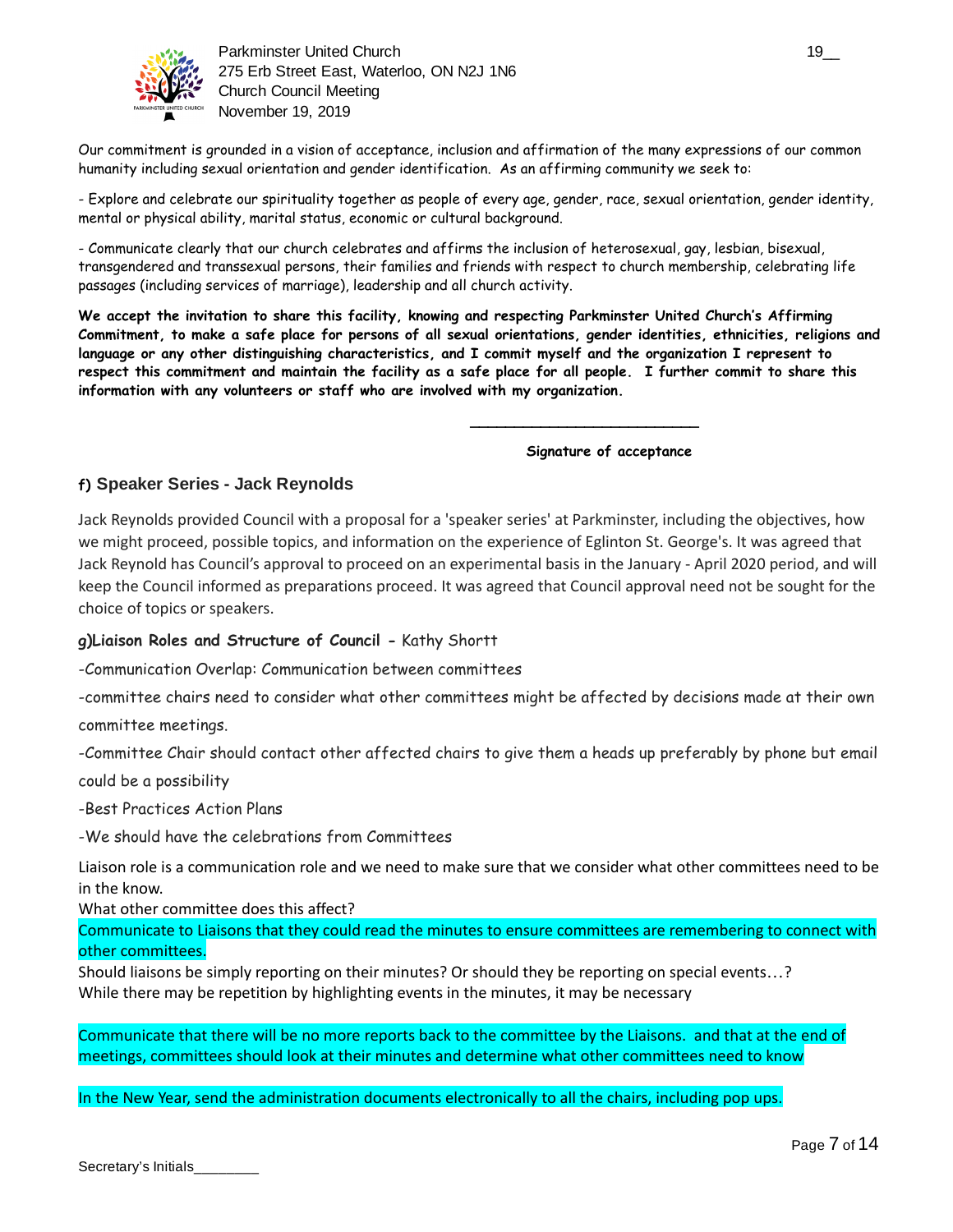Our commitment is grounded in a vision of acceptance, inclusion and affirmation of the many expressions of our common humanity including sexual orientation and gender identification. As an affirming community we seek to:

- Explore and celebrate our spirituality together as people of every age, gender, race, sexual orientation, gender identity, mental or physical ability, marital status, economic or cultural background.

- Communicate clearly that our church celebrates and affirms the inclusion of heterosexual, gay, lesbian, bisexual, transgendered and transsexual persons, their families and friends with respect to church membership, celebrating life passages (including services of marriage), leadership and all church activity.

**We accept the invitation to share this facility, knowing and respecting Parkminster United Church's Affirming Commitment, to make a safe place for persons of all sexual orientations, gender identities, ethnicities, religions and language or any other distinguishing characteristics, and I commit myself and the organization I represent to respect this commitment and maintain the facility as a safe place for all people. I further commit to share this information with any volunteers or staff who are involved with my organization.**

___________________________

**Signature of acceptance**

### f) Speaker Series - Jack Reynolds

Jack Reynolds provided Council with a proposal for a 'speaker series' at Parkminster, including the objectives, how we might proceed, possible topics, and information on the experience of Eglinton St. George's. It was agreed that Jack Reynold has Council's approval to proceed on an experimental basis in the January - April 2020 period, and will keep the Council informed as preparations proceed. It was agreed that Council approval need not be sought for the choice of topics or speakers.

**g)Liaison Roles and Structure of Council -** Kathy Shortt

-Communication Overlap: Communication between committees

-committee chairs need to consider what other committees might be affected by decisions made at their own committee meetings.

-Committee Chair should contact other affected chairs to give them a heads up preferably by phone but email could be a possibility

-Best Practices Action Plans

-We should have the celebrations from Committees

Liaison role is a communication role and we need to make sure that we consider what other committees need to be in the know.
What other committee does this affect?
Communicate to Liaisons that they could read the minutes to ensure committees are remembering to connect with other committees.
Should liaisons be simply reporting on their minutes? Or should they be reporting on special events…?
While there may be repetition by highlighting events in the minutes, it may be necessary

Communicate that there will be no more reports back to the committee by the Liaisons. and that at the end of meetings, committees should look at their minutes and determine what other committees need to know

In the New Year, send the administration documents electronically to all the chairs, including pop ups.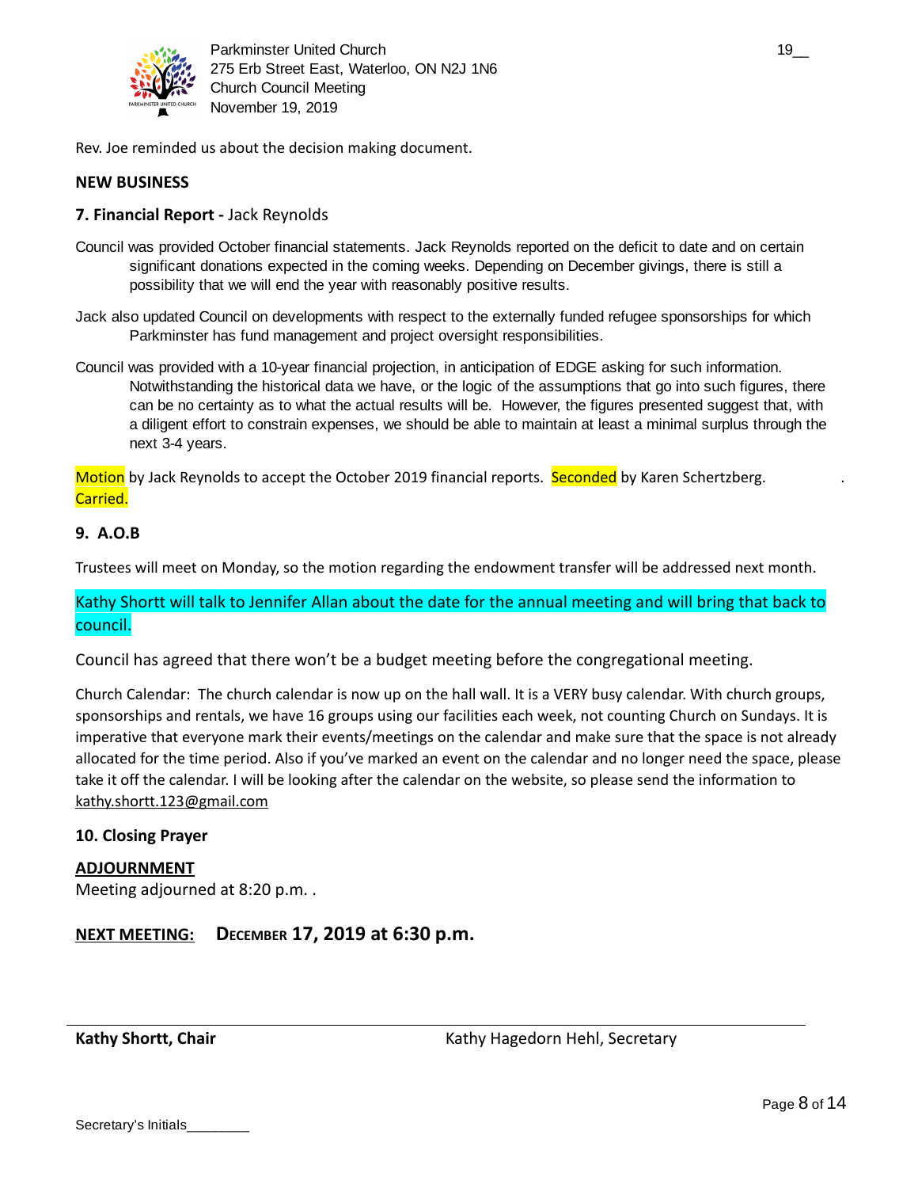Rev. Joe reminded us about the decision making document.

## NEW BUSINESS

### 7. Financial Report - Jack Reynolds

Council was provided October financial statements. Jack Reynolds reported on the deficit to date and on certain significant donations expected in the coming weeks. Depending on December givings, there is still a possibility that we will end the year with reasonably positive results.

Jack also updated Council on developments with respect to the externally funded refugee sponsorships for which Parkminster has fund management and project oversight responsibilities.

Council was provided with a 10-year financial projection, in anticipation of EDGE asking for such information. Notwithstanding the historical data we have, or the logic of the assumptions that go into such figures, there can be no certainty as to what the actual results will be. However, the figures presented suggest that, with a diligent effort to constrain expenses, we should be able to maintain at least a minimal surplus through the next 3-4 years.

Motion by Jack Reynolds to accept the October 2019 financial reports. Seconded by Karen Schertzberg. Carried.

### 9. A.O.B

Trustees will meet on Monday, so the motion regarding the endowment transfer will be addressed next month.

Kathy Shortt will talk to Jennifer Allan about the date for the annual meeting and will bring that back to council.

Council has agreed that there won't be a budget meeting before the congregational meeting.

Church Calendar: The church calendar is now up on the hall wall. It is a VERY busy calendar. With church groups, sponsorships and rentals, we have 16 groups using our facilities each week, not counting Church on Sundays. It is imperative that everyone mark their events/meetings on the calendar and make sure that the space is not already allocated for the time period. Also if you've marked an event on the calendar and no longer need the space, please take it off the calendar. I will be looking after the calendar on the website, so please send the information to kathy.shortt.123@gmail.com

### 10. Closing Prayer

## ADJOURNMENT

Meeting adjourned at 8:20 p.m. .

## NEXT MEETING: December 17, 2019 at 6:30 p.m.

**Kathy Shortt, Chair** Kathy Hagedorn Hehl, Secretary

Secretary's Initials________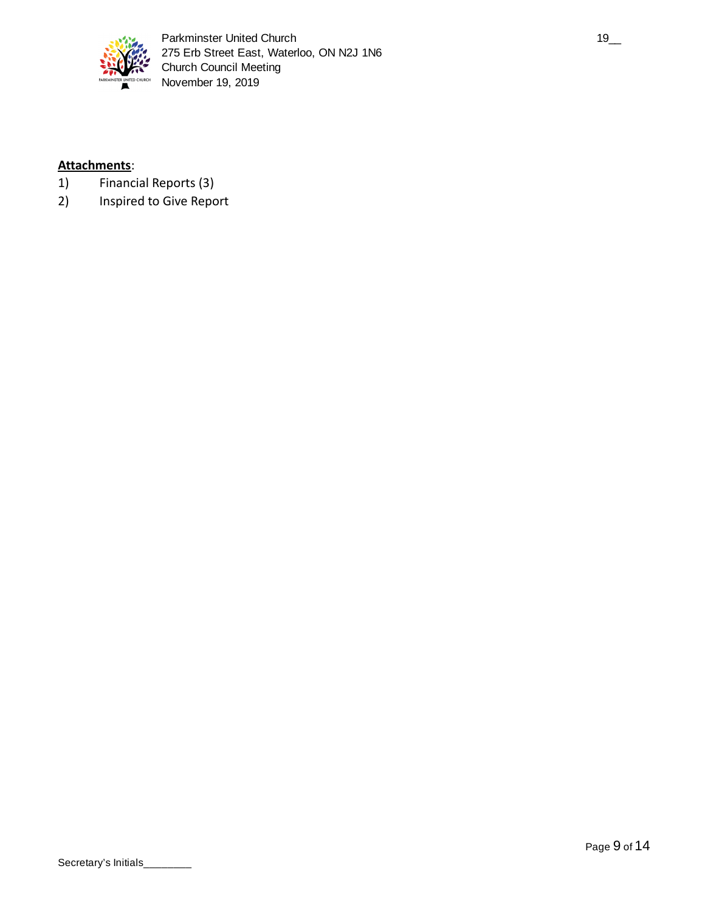**Attachments**:

1) Financial Reports (3)
2) Inspired to Give Report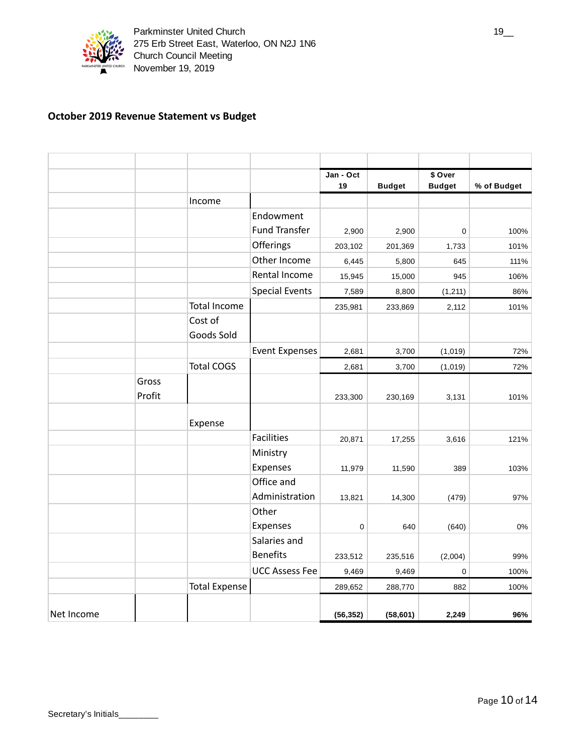Parkminster United Church
275 Erb Street East, Waterloo, ON N2J 1N6
Church Council Meeting
November 19, 2019

19__

## October 2019 Revenue Statement vs Budget

| | | | | Jan - Oct 19 | Budget | $ Over Budget | % of Budget |
|---|---|---|---|---|---|---|---|
| | | Income | | | | | |
| | | | Endowment Fund Transfer | 2,900 | 2,900 | 0 | 100% |
| | | | Offerings | 203,102 | 201,369 | 1,733 | 101% |
| | | | Other Income | 6,445 | 5,800 | 645 | 111% |
| | | | Rental Income | 15,945 | 15,000 | 945 | 106% |
| | | | Special Events | 7,589 | 8,800 | (1,211) | 86% |
| | | Total Income | | 235,981 | 233,869 | 2,112 | 101% |
| | | Cost of Goods Sold | | | | | |
| | | | Event Expenses | 2,681 | 3,700 | (1,019) | 72% |
| | | Total COGS | | 2,681 | 3,700 | (1,019) | 72% |
| | Gross Profit | | | 233,300 | 230,169 | 3,131 | 101% |
| | | Expense | | | | | |
| | | | Facilities | 20,871 | 17,255 | 3,616 | 121% |
| | | | Ministry Expenses | 11,979 | 11,590 | 389 | 103% |
| | | | Office and Administration | 13,821 | 14,300 | (479) | 97% |
| | | | Other Expenses | 0 | 640 | (640) | 0% |
| | | | Salaries and Benefits | 233,512 | 235,516 | (2,004) | 99% |
| | | | UCC Assess Fee | 9,469 | 9,469 | 0 | 100% |
| | | Total Expense | | 289,652 | 288,770 | 882 | 100% |
| Net Income | | | | **(56,352)** | **(58,601)** | **2,249** | **96%** |

Secretary's Initials________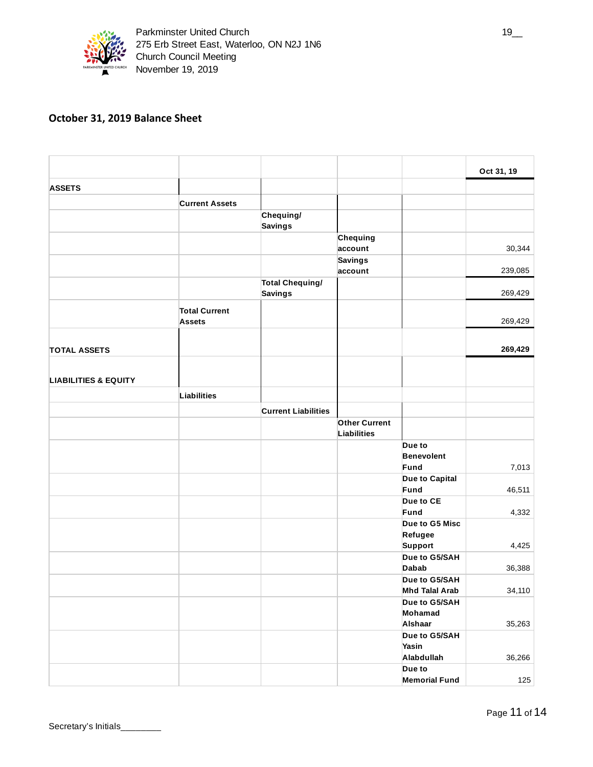Parkminster United Church
275 Erb Street East, Waterloo, ON N2J 1N6
Church Council Meeting
November 19, 2019

## October 31, 2019 Balance Sheet

| | | | | | Oct 31, 19 |
|---|---|---|---|---|---|
| **ASSETS** | | | | | |
| | **Current Assets** | | | | |
| | | **Chequing/ Savings** | | | |
| | | | **Chequing account** | | 30,344 |
| | | | **Savings account** | | 239,085 |
| | | **Total Chequing/ Savings** | | | 269,429 |
| | **Total Current Assets** | | | | 269,429 |
| **TOTAL ASSETS** | | | | | **269,429** |
| **LIABILITIES & EQUITY** | | | | | |
| | **Liabilities** | | | | |
| | | **Current Liabilities** | | | |
| | | | **Other Current Liabilities** | | |
| | | | | **Due to Benevolent Fund** | 7,013 |
| | | | | **Due to Capital Fund** | 46,511 |
| | | | | **Due to CE Fund** | 4,332 |
| | | | | **Due to G5 Misc Refugee Support** | 4,425 |
| | | | | **Due to G5/SAH Dabab** | 36,388 |
| | | | | **Due to G5/SAH Mhd Talal Arab** | 34,110 |
| | | | | **Due to G5/SAH Mohamad Alshaar** | 35,263 |
| | | | | **Due to G5/SAH Yasin Alabdullah** | 36,266 |
| | | | | **Due to Memorial Fund** | 125 |

Secretary's Initials________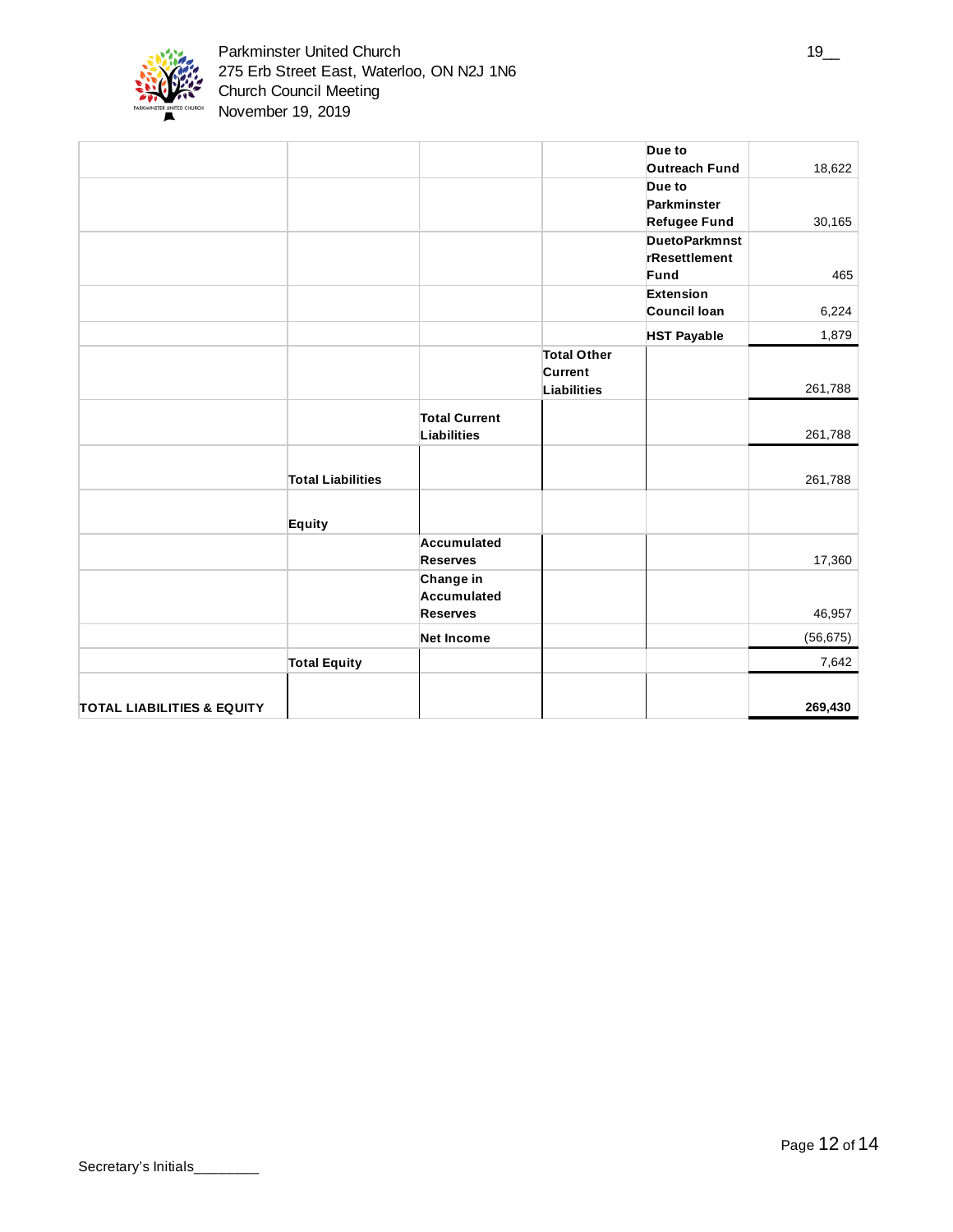| | | | | | |
|---|---|---|---|---|---|
| | | | | **Due to Outreach Fund** | 18,622 |
| | | | | **Due to Parkminster Refugee Fund** | 30,165 |
| | | | | **DuetoParkmnstrResettlement Fund** | 465 |
| | | | | **Extension Council loan** | 6,224 |
| | | | | **HST Payable** | 1,879 |
| | | | **Total Other Current Liabilities** | | 261,788 |
| | | **Total Current Liabilities** | | | 261,788 |
| | **Total Liabilities** | | | | 261,788 |
| | **Equity** | | | | |
| | | **Accumulated Reserves** | | | 17,360 |
| | | **Change in Accumulated Reserves** | | | 46,957 |
| | | **Net Income** | | | (56,675) |
| | **Total Equity** | | | | 7,642 |
| **TOTAL LIABILITIES & EQUITY** | | | | | **269,430** |

Secretary's Initials________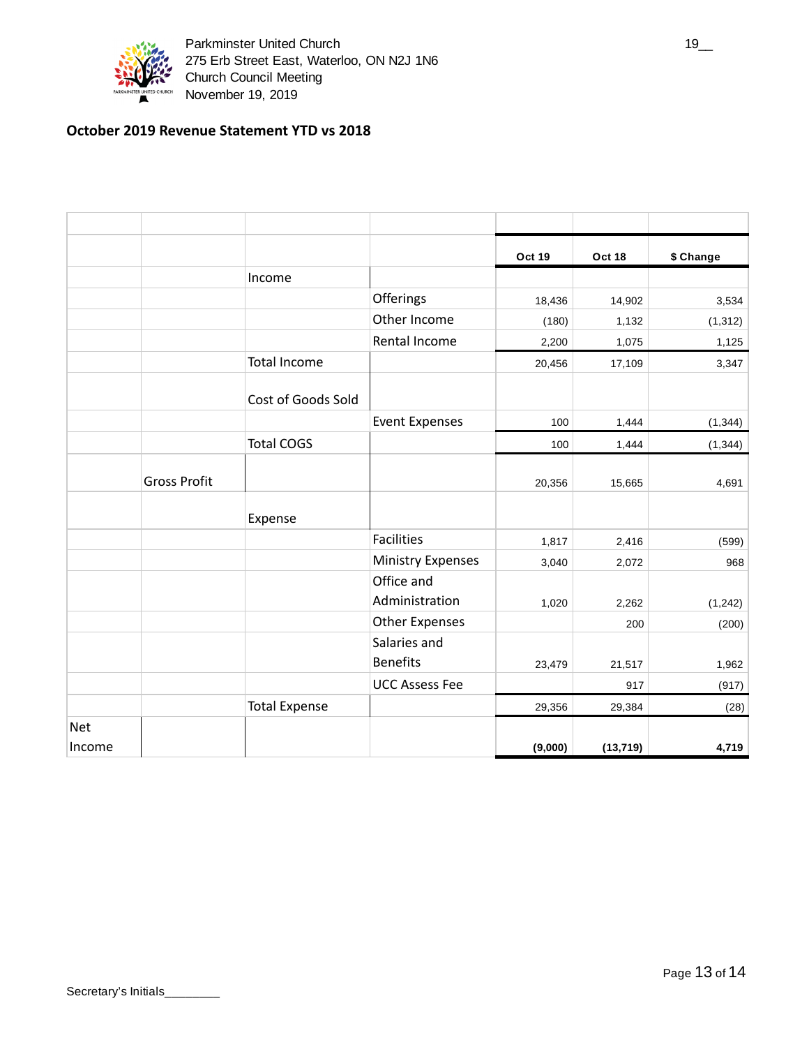Parkminster United Church
275 Erb Street East, Waterloo, ON N2J 1N6
Church Council Meeting
November 19, 2019

19__

## October 2019 Revenue Statement YTD vs 2018

| | | | | Oct 19 | Oct 18 | $ Change |
|---|---|---|---|---|---|---|
| | | Income | | | | |
| | | | Offerings | 18,436 | 14,902 | 3,534 |
| | | | Other Income | (180) | 1,132 | (1,312) |
| | | | Rental Income | 2,200 | 1,075 | 1,125 |
| | | Total Income | | 20,456 | 17,109 | 3,347 |
| | | Cost of Goods Sold | | | | |
| | | | Event Expenses | 100 | 1,444 | (1,344) |
| | | Total COGS | | 100 | 1,444 | (1,344) |
| | Gross Profit | | | 20,356 | 15,665 | 4,691 |
| | | Expense | | | | |
| | | | Facilities | 1,817 | 2,416 | (599) |
| | | | Ministry Expenses | 3,040 | 2,072 | 968 |
| | | | Office and Administration | 1,020 | 2,262 | (1,242) |
| | | | Other Expenses | | 200 | (200) |
| | | | Salaries and Benefits | 23,479 | 21,517 | 1,962 |
| | | | UCC Assess Fee | | 917 | (917) |
| | | Total Expense | | 29,356 | 29,384 | (28) |
| Net Income | | | | **(9,000)** | **(13,719)** | **4,719** |

Secretary's Initials________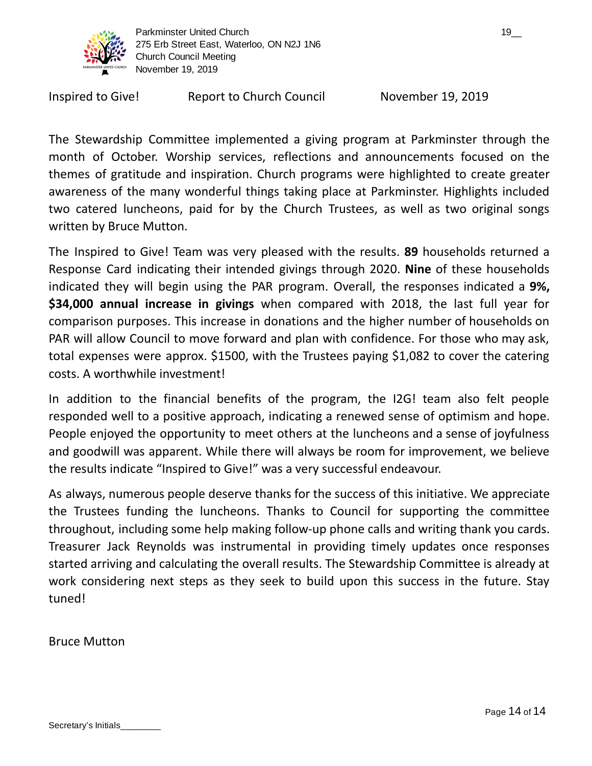Inspired to Give!     Report to Church Council     November 19, 2019

The Stewardship Committee implemented a giving program at Parkminster through the month of October. Worship services, reflections and announcements focused on the themes of gratitude and inspiration. Church programs were highlighted to create greater awareness of the many wonderful things taking place at Parkminster. Highlights included two catered luncheons, paid for by the Church Trustees, as well as two original songs written by Bruce Mutton.

The Inspired to Give! Team was very pleased with the results. **89** households returned a Response Card indicating their intended givings through 2020. **Nine** of these households indicated they will begin using the PAR program. Overall, the responses indicated a **9%, $34,000 annual increase in givings** when compared with 2018, the last full year for comparison purposes. This increase in donations and the higher number of households on PAR will allow Council to move forward and plan with confidence. For those who may ask, total expenses were approx. $1500, with the Trustees paying $1,082 to cover the catering costs. A worthwhile investment!

In addition to the financial benefits of the program, the I2G! team also felt people responded well to a positive approach, indicating a renewed sense of optimism and hope. People enjoyed the opportunity to meet others at the luncheons and a sense of joyfulness and goodwill was apparent. While there will always be room for improvement, we believe the results indicate "Inspired to Give!" was a very successful endeavour.

As always, numerous people deserve thanks for the success of this initiative. We appreciate the Trustees funding the luncheons. Thanks to Council for supporting the committee throughout, including some help making follow-up phone calls and writing thank you cards. Treasurer Jack Reynolds was instrumental in providing timely updates once responses started arriving and calculating the overall results. The Stewardship Committee is already at work considering next steps as they seek to build upon this success in the future. Stay tuned!

Bruce Mutton